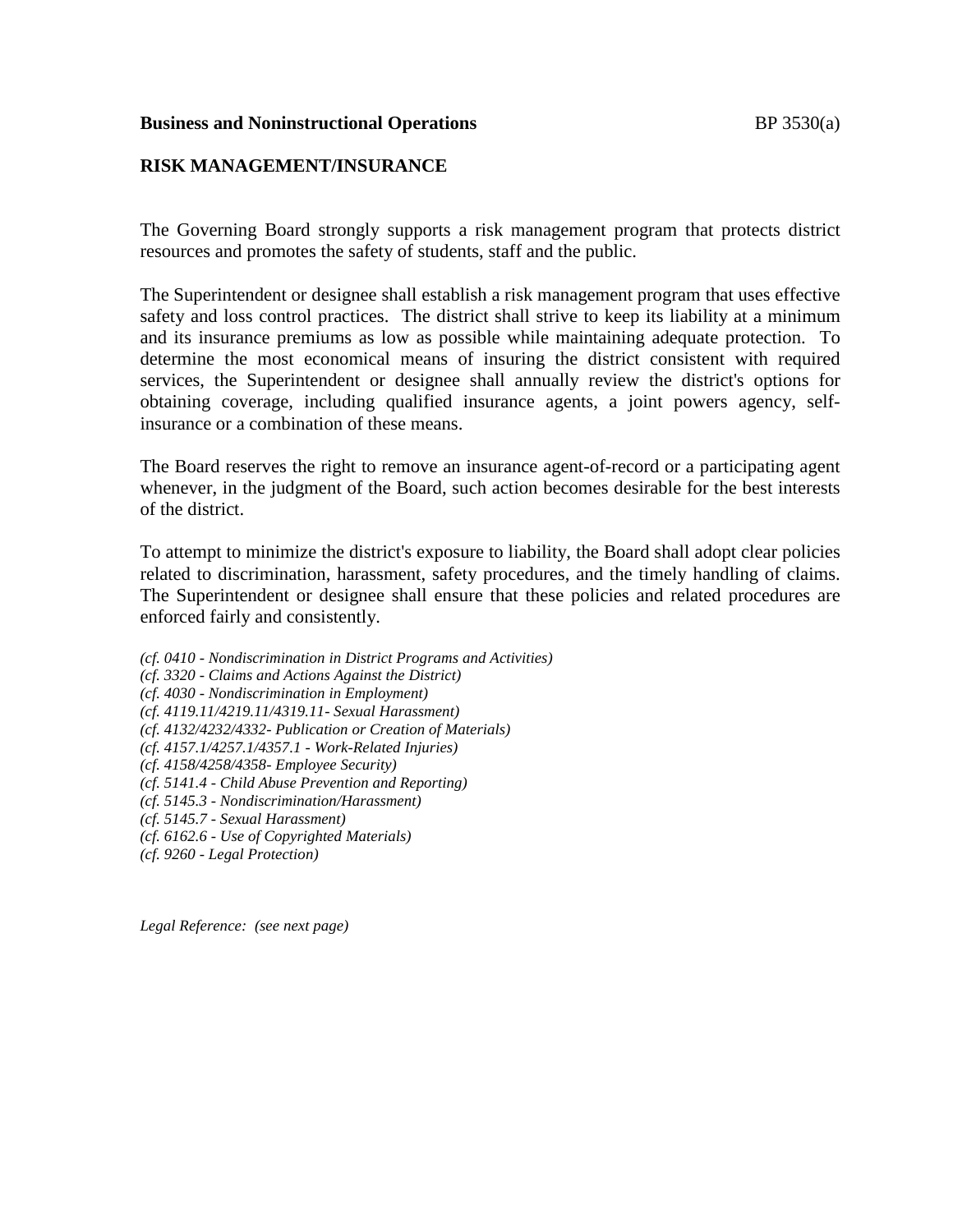**Business and Noninstructional Operations** BP 3530(a)

## RISK MANAGEMENT/INSURANCE

The Governing Board strongly supports a risk management program that protects district resources and promotes the safety of students, staff and the public.

The Superintendent or designee shall establish a risk management program that uses effective safety and loss control practices. The district shall strive to keep its liability at a minimum and its insurance premiums as low as possible while maintaining adequate protection. To determine the most economical means of insuring the district consistent with required services, the Superintendent or designee shall annually review the district's options for obtaining coverage, including qualified insurance agents, a joint powers agency, self-insurance or a combination of these means.

The Board reserves the right to remove an insurance agent-of-record or a participating agent whenever, in the judgment of the Board, such action becomes desirable for the best interests of the district.

To attempt to minimize the district's exposure to liability, the Board shall adopt clear policies related to discrimination, harassment, safety procedures, and the timely handling of claims. The Superintendent or designee shall ensure that these policies and related procedures are enforced fairly and consistently.

*(cf. 0410 - Nondiscrimination in District Programs and Activities)*
*(cf. 3320 - Claims and Actions Against the District)*
*(cf. 4030 - Nondiscrimination in Employment)*
*(cf. 4119.11/4219.11/4319.11- Sexual Harassment)*
*(cf. 4132/4232/4332- Publication or Creation of Materials)*
*(cf. 4157.1/4257.1/4357.1 - Work-Related Injuries)*
*(cf. 4158/4258/4358- Employee Security)*
*(cf. 5141.4 - Child Abuse Prevention and Reporting)*
*(cf. 5145.3 - Nondiscrimination/Harassment)*
*(cf. 5145.7 - Sexual Harassment)*
*(cf. 6162.6 - Use of Copyrighted Materials)*
*(cf. 9260 - Legal Protection)*

*Legal Reference: (see next page)*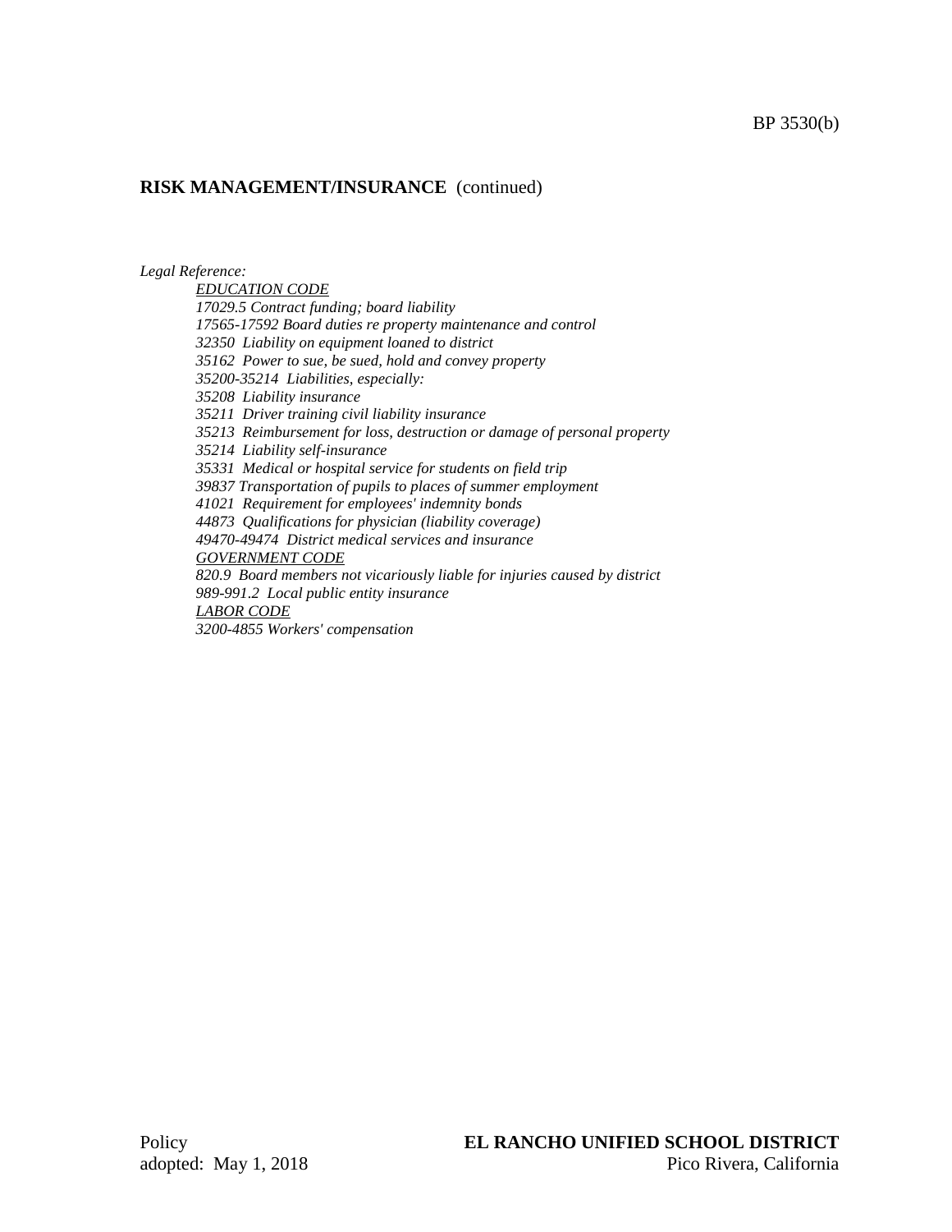**RISK MANAGEMENT/INSURANCE** (continued)

*Legal Reference:*

<u>*EDUCATION CODE*</u>
*17029.5 Contract funding; board liability*
*17565-17592 Board duties re property maintenance and control*
*32350 Liability on equipment loaned to district*
*35162 Power to sue, be sued, hold and convey property*
*35200-35214 Liabilities, especially:*
*35208 Liability insurance*
*35211 Driver training civil liability insurance*
*35213 Reimbursement for loss, destruction or damage of personal property*
*35214 Liability self-insurance*
*35331 Medical or hospital service for students on field trip*
*39837 Transportation of pupils to places of summer employment*
*41021 Requirement for employees' indemnity bonds*
*44873 Qualifications for physician (liability coverage)*
*49470-49474 District medical services and insurance*
<u>*GOVERNMENT CODE*</u>
*820.9 Board members not vicariously liable for injuries caused by district*
*989-991.2 Local public entity insurance*
<u>*LABOR CODE*</u>
*3200-4855 Workers' compensation*

Policy
adopted: May 1, 2018

**EL RANCHO UNIFIED SCHOOL DISTRICT**
Pico Rivera, California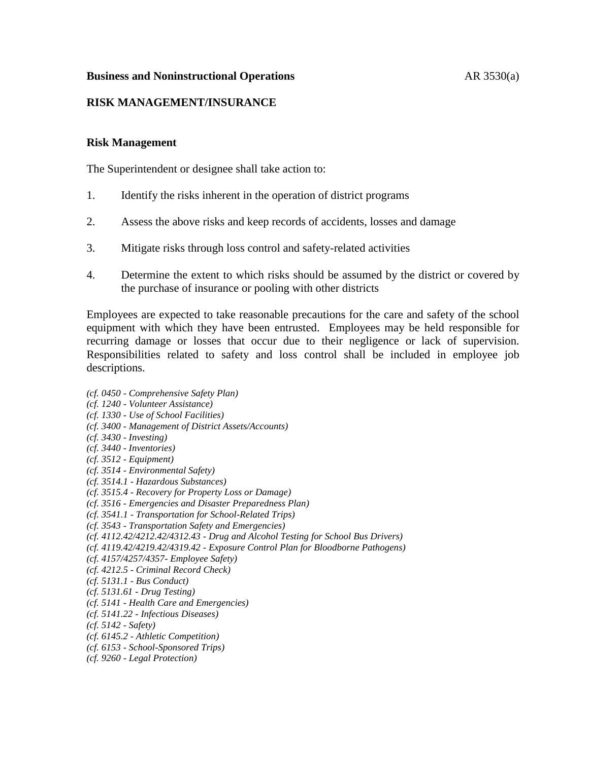**Business and Noninstructional Operations** AR 3530(a)

## RISK MANAGEMENT/INSURANCE

### Risk Management

The Superintendent or designee shall take action to:

1. Identify the risks inherent in the operation of district programs

2. Assess the above risks and keep records of accidents, losses and damage

3. Mitigate risks through loss control and safety-related activities

4. Determine the extent to which risks should be assumed by the district or covered by the purchase of insurance or pooling with other districts

Employees are expected to take reasonable precautions for the care and safety of the school equipment with which they have been entrusted. Employees may be held responsible for recurring damage or losses that occur due to their negligence or lack of supervision. Responsibilities related to safety and loss control shall be included in employee job descriptions.

*(cf. 0450 - Comprehensive Safety Plan)*
*(cf. 1240 - Volunteer Assistance)*
*(cf. 1330 - Use of School Facilities)*
*(cf. 3400 - Management of District Assets/Accounts)*
*(cf. 3430 - Investing)*
*(cf. 3440 - Inventories)*
*(cf. 3512 - Equipment)*
*(cf. 3514 - Environmental Safety)*
*(cf. 3514.1 - Hazardous Substances)*
*(cf. 3515.4 - Recovery for Property Loss or Damage)*
*(cf. 3516 - Emergencies and Disaster Preparedness Plan)*
*(cf. 3541.1 - Transportation for School-Related Trips)*
*(cf. 3543 - Transportation Safety and Emergencies)*
*(cf. 4112.42/4212.42/4312.43 - Drug and Alcohol Testing for School Bus Drivers)*
*(cf. 4119.42/4219.42/4319.42 - Exposure Control Plan for Bloodborne Pathogens)*
*(cf. 4157/4257/4357- Employee Safety)*
*(cf. 4212.5 - Criminal Record Check)*
*(cf. 5131.1 - Bus Conduct)*
*(cf. 5131.61 - Drug Testing)*
*(cf. 5141 - Health Care and Emergencies)*
*(cf. 5141.22 - Infectious Diseases)*
*(cf. 5142 - Safety)*
*(cf. 6145.2 - Athletic Competition)*
*(cf. 6153 - School-Sponsored Trips)*
*(cf. 9260 - Legal Protection)*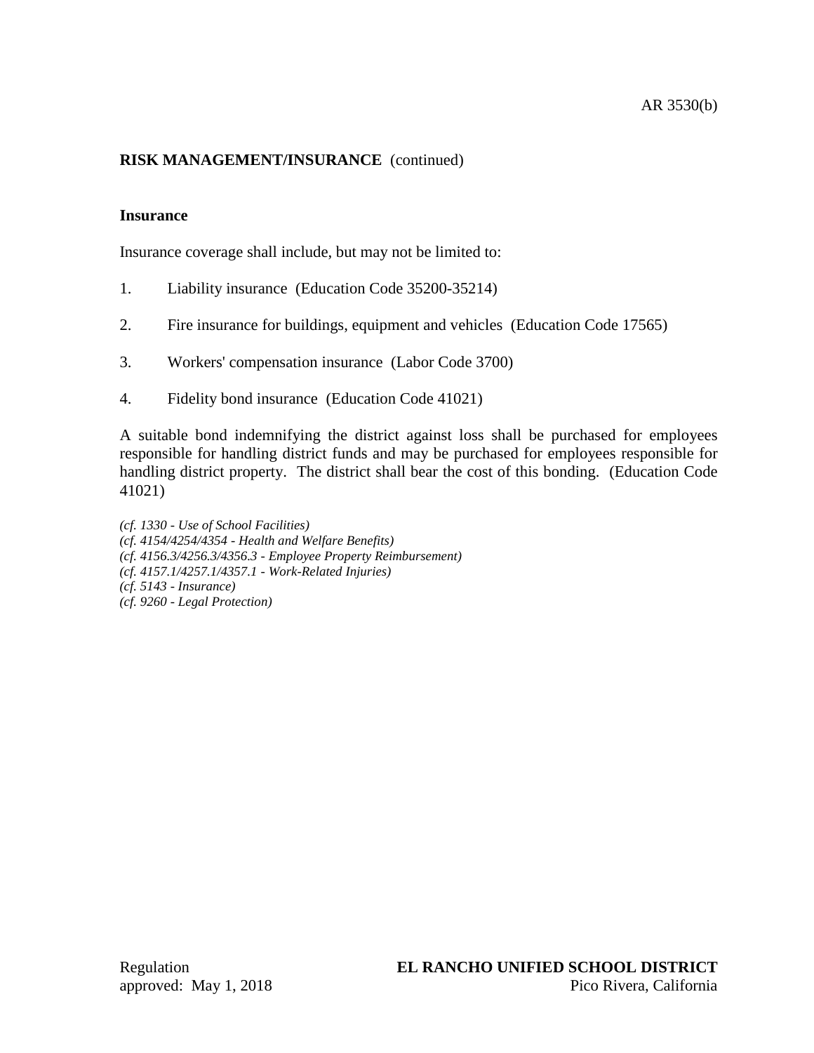**RISK MANAGEMENT/INSURANCE** (continued)

**Insurance**

Insurance coverage shall include, but may not be limited to:

1. Liability insurance (Education Code 35200-35214)

2. Fire insurance for buildings, equipment and vehicles (Education Code 17565)

3. Workers' compensation insurance (Labor Code 3700)

4. Fidelity bond insurance (Education Code 41021)

A suitable bond indemnifying the district against loss shall be purchased for employees responsible for handling district funds and may be purchased for employees responsible for handling district property. The district shall bear the cost of this bonding. (Education Code 41021)

*(cf. 1330 - Use of School Facilities)*
*(cf. 4154/4254/4354 - Health and Welfare Benefits)*
*(cf. 4156.3/4256.3/4356.3 - Employee Property Reimbursement)*
*(cf. 4157.1/4257.1/4357.1 - Work-Related Injuries)*
*(cf. 5143 - Insurance)*
*(cf. 9260 - Legal Protection)*

Regulation
approved: May 1, 2018

**EL RANCHO UNIFIED SCHOOL DISTRICT**
Pico Rivera, California